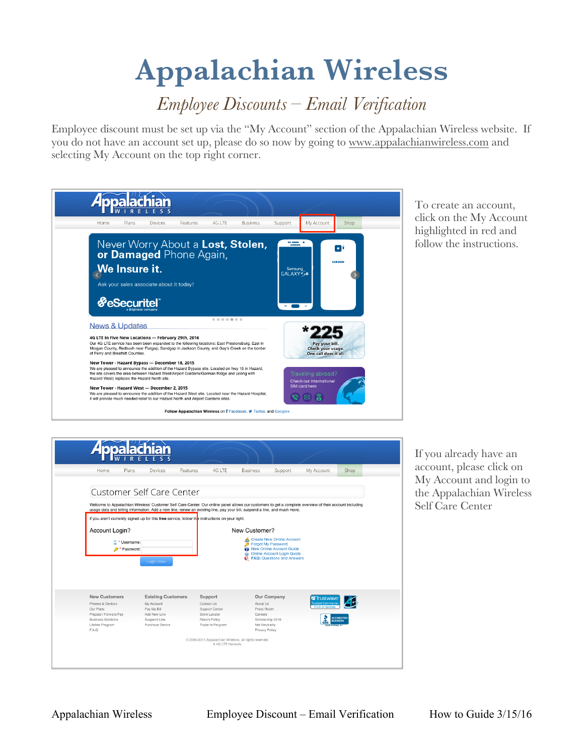# Appalachian Wireless

## *Employee Discounts – Email Verification*

Employee discount must be set up via the "My Account" section of the Appalachian Wireless website. If you do not have an account set up, please do so now by going to www.appalachianwireless.com and selecting My Account on the top right corner.

To create an account, click on the My Account highlighted in red and follow the instructions.

If you already have an account, please click on My Account and login to the Appalachian Wireless Self Care Center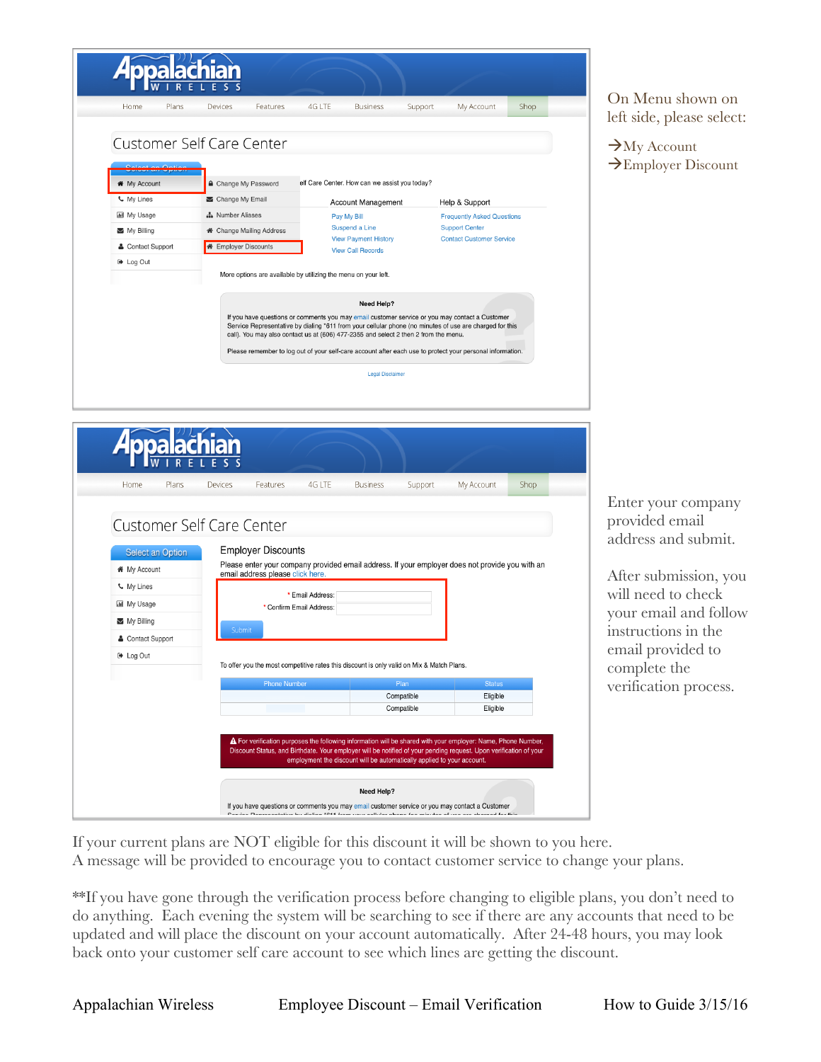On Menu shown on left side, please select:

→My Account
→Employer Discount

Enter your company provided email address and submit.

After submission, you will need to check your email and follow instructions in the email provided to complete the verification process.

If your current plans are NOT eligible for this discount it will be shown to you here.
A message will be provided to encourage you to contact customer service to change your plans.

**If you have gone through the verification process before changing to eligible plans, you don't need to do anything. Each evening the system will be searching to see if there are any accounts that need to be updated and will place the discount on your account automatically. After 24-48 hours, you may look back onto your customer self care account to see which lines are getting the discount.

Appalachian Wireless Employee Discount – Email Verification How to Guide 3/15/16